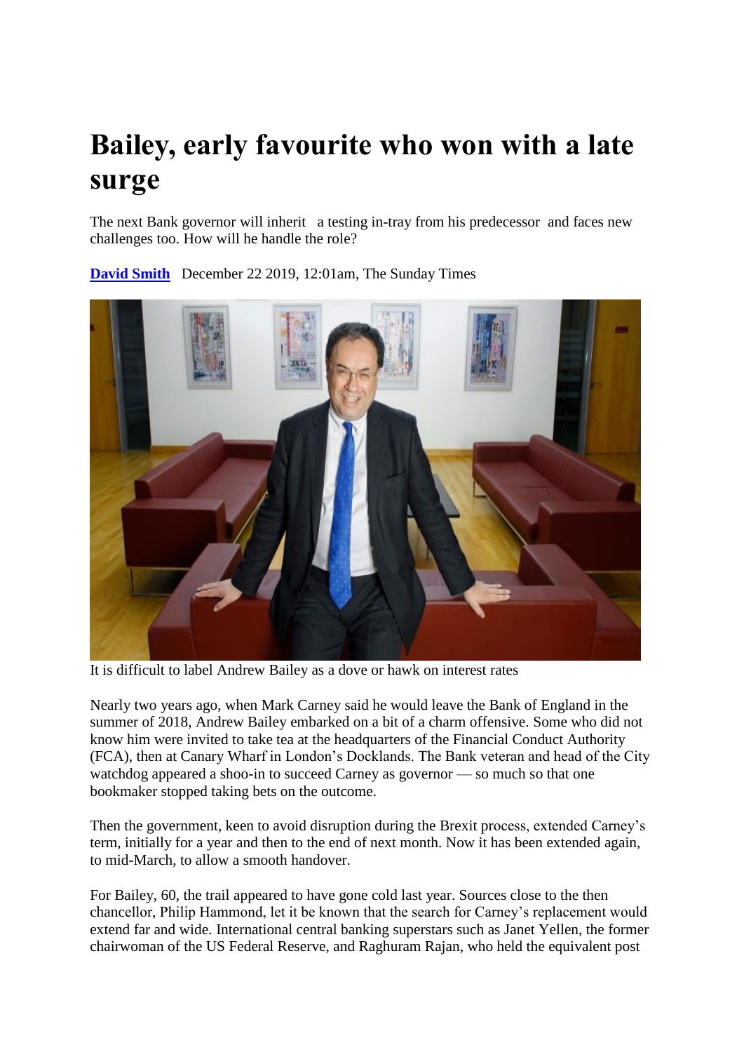# Bailey, early favourite who won with a late surge

The next Bank governor will inherit a testing in-tray from his predecessor and faces new challenges too. How will he handle the role?

**David Smith** December 22 2019, 12:01am, The Sunday Times

It is difficult to label Andrew Bailey as a dove or hawk on interest rates

Nearly two years ago, when Mark Carney said he would leave the Bank of England in the summer of 2018, Andrew Bailey embarked on a bit of a charm offensive. Some who did not know him were invited to take tea at the headquarters of the Financial Conduct Authority (FCA), then at Canary Wharf in London's Docklands. The Bank veteran and head of the City watchdog appeared a shoo-in to succeed Carney as governor — so much so that one bookmaker stopped taking bets on the outcome.

Then the government, keen to avoid disruption during the Brexit process, extended Carney's term, initially for a year and then to the end of next month. Now it has been extended again, to mid-March, to allow a smooth handover.

For Bailey, 60, the trail appeared to have gone cold last year. Sources close to the then chancellor, Philip Hammond, let it be known that the search for Carney's replacement would extend far and wide. International central banking superstars such as Janet Yellen, the former chairwoman of the US Federal Reserve, and Raghuram Rajan, who held the equivalent post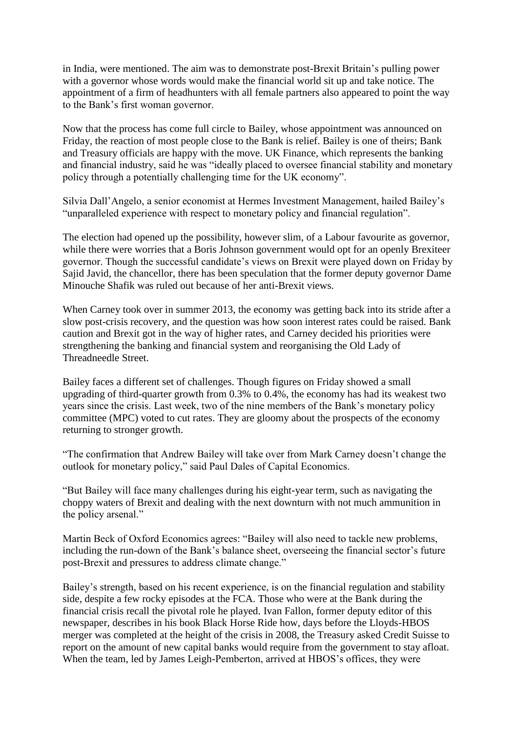in India, were mentioned. The aim was to demonstrate post-Brexit Britain's pulling power with a governor whose words would make the financial world sit up and take notice. The appointment of a firm of headhunters with all female partners also appeared to point the way to the Bank's first woman governor.

Now that the process has come full circle to Bailey, whose appointment was announced on Friday, the reaction of most people close to the Bank is relief. Bailey is one of theirs; Bank and Treasury officials are happy with the move. UK Finance, which represents the banking and financial industry, said he was "ideally placed to oversee financial stability and monetary policy through a potentially challenging time for the UK economy".

Silvia Dall'Angelo, a senior economist at Hermes Investment Management, hailed Bailey's "unparalleled experience with respect to monetary policy and financial regulation".

The election had opened up the possibility, however slim, of a Labour favourite as governor, while there were worries that a Boris Johnson government would opt for an openly Brexiteer governor. Though the successful candidate's views on Brexit were played down on Friday by Sajid Javid, the chancellor, there has been speculation that the former deputy governor Dame Minouche Shafik was ruled out because of her anti-Brexit views.

When Carney took over in summer 2013, the economy was getting back into its stride after a slow post-crisis recovery, and the question was how soon interest rates could be raised. Bank caution and Brexit got in the way of higher rates, and Carney decided his priorities were strengthening the banking and financial system and reorganising the Old Lady of Threadneedle Street.

Bailey faces a different set of challenges. Though figures on Friday showed a small upgrading of third-quarter growth from 0.3% to 0.4%, the economy has had its weakest two years since the crisis. Last week, two of the nine members of the Bank's monetary policy committee (MPC) voted to cut rates. They are gloomy about the prospects of the economy returning to stronger growth.

"The confirmation that Andrew Bailey will take over from Mark Carney doesn't change the outlook for monetary policy," said Paul Dales of Capital Economics.

"But Bailey will face many challenges during his eight-year term, such as navigating the choppy waters of Brexit and dealing with the next downturn with not much ammunition in the policy arsenal."

Martin Beck of Oxford Economics agrees: "Bailey will also need to tackle new problems, including the run-down of the Bank's balance sheet, overseeing the financial sector's future post-Brexit and pressures to address climate change."

Bailey's strength, based on his recent experience, is on the financial regulation and stability side, despite a few rocky episodes at the FCA. Those who were at the Bank during the financial crisis recall the pivotal role he played. Ivan Fallon, former deputy editor of this newspaper, describes in his book Black Horse Ride how, days before the Lloyds-HBOS merger was completed at the height of the crisis in 2008, the Treasury asked Credit Suisse to report on the amount of new capital banks would require from the government to stay afloat. When the team, led by James Leigh-Pemberton, arrived at HBOS's offices, they were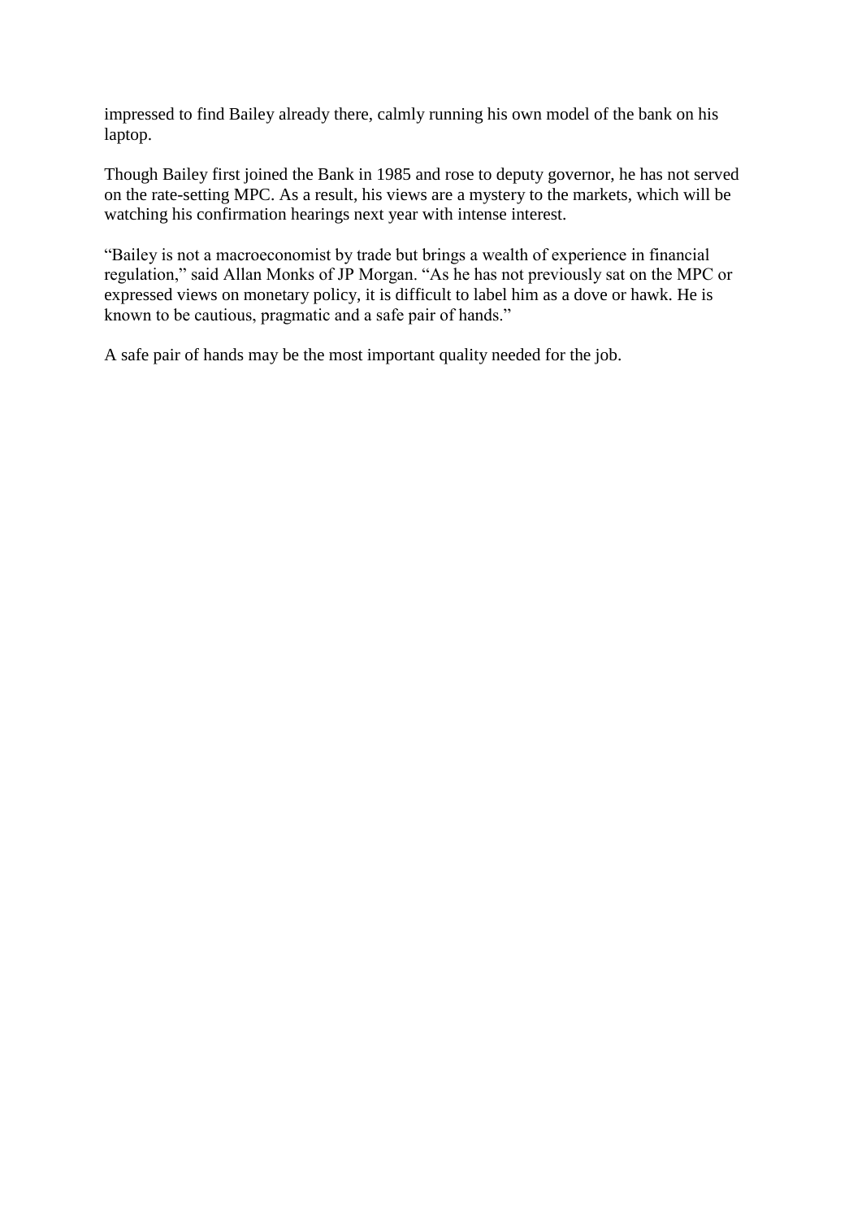impressed to find Bailey already there, calmly running his own model of the bank on his laptop.

Though Bailey first joined the Bank in 1985 and rose to deputy governor, he has not served on the rate-setting MPC. As a result, his views are a mystery to the markets, which will be watching his confirmation hearings next year with intense interest.

"Bailey is not a macroeconomist by trade but brings a wealth of experience in financial regulation," said Allan Monks of JP Morgan. "As he has not previously sat on the MPC or expressed views on monetary policy, it is difficult to label him as a dove or hawk. He is known to be cautious, pragmatic and a safe pair of hands."

A safe pair of hands may be the most important quality needed for the job.